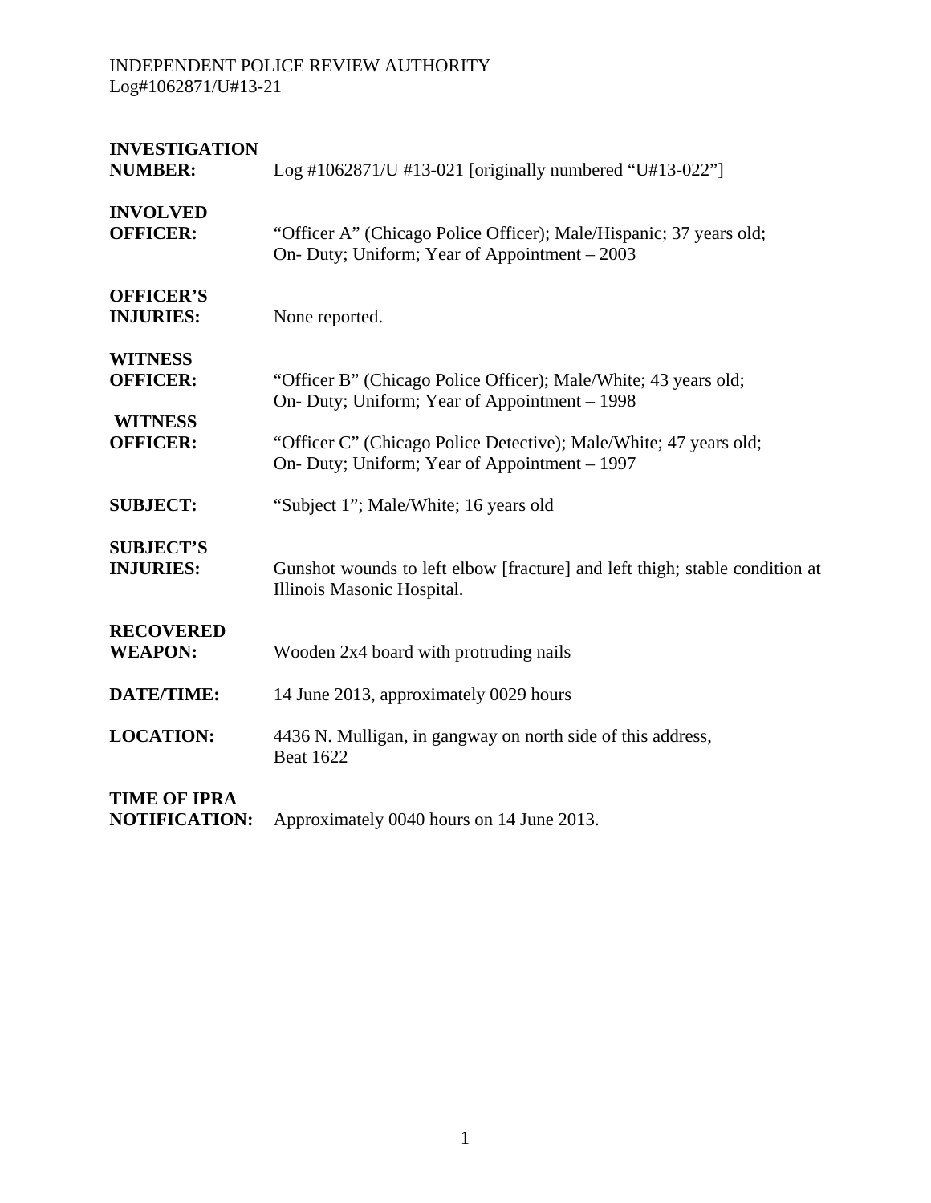INDEPENDENT POLICE REVIEW AUTHORITY
Log#1062871/U#13-21

**INVESTIGATION NUMBER:** Log #1062871/U #13-021 [originally numbered "U#13-022"]

**INVOLVED OFFICER:** "Officer A" (Chicago Police Officer); Male/Hispanic; 37 years old; On- Duty; Uniform; Year of Appointment – 2003

**OFFICER'S INJURIES:** None reported.

**WITNESS OFFICER:** "Officer B" (Chicago Police Officer); Male/White; 43 years old; On- Duty; Uniform; Year of Appointment – 1998

**WITNESS OFFICER:** "Officer C" (Chicago Police Detective); Male/White; 47 years old; On- Duty; Uniform; Year of Appointment – 1997

**SUBJECT:** "Subject 1"; Male/White; 16 years old

**SUBJECT'S INJURIES:** Gunshot wounds to left elbow [fracture] and left thigh; stable condition at Illinois Masonic Hospital.

**RECOVERED WEAPON:** Wooden 2x4 board with protruding nails

**DATE/TIME:** 14 June 2013, approximately 0029 hours

**LOCATION:** 4436 N. Mulligan, in gangway on north side of this address, Beat 1622

**TIME OF IPRA NOTIFICATION:** Approximately 0040 hours on 14 June 2013.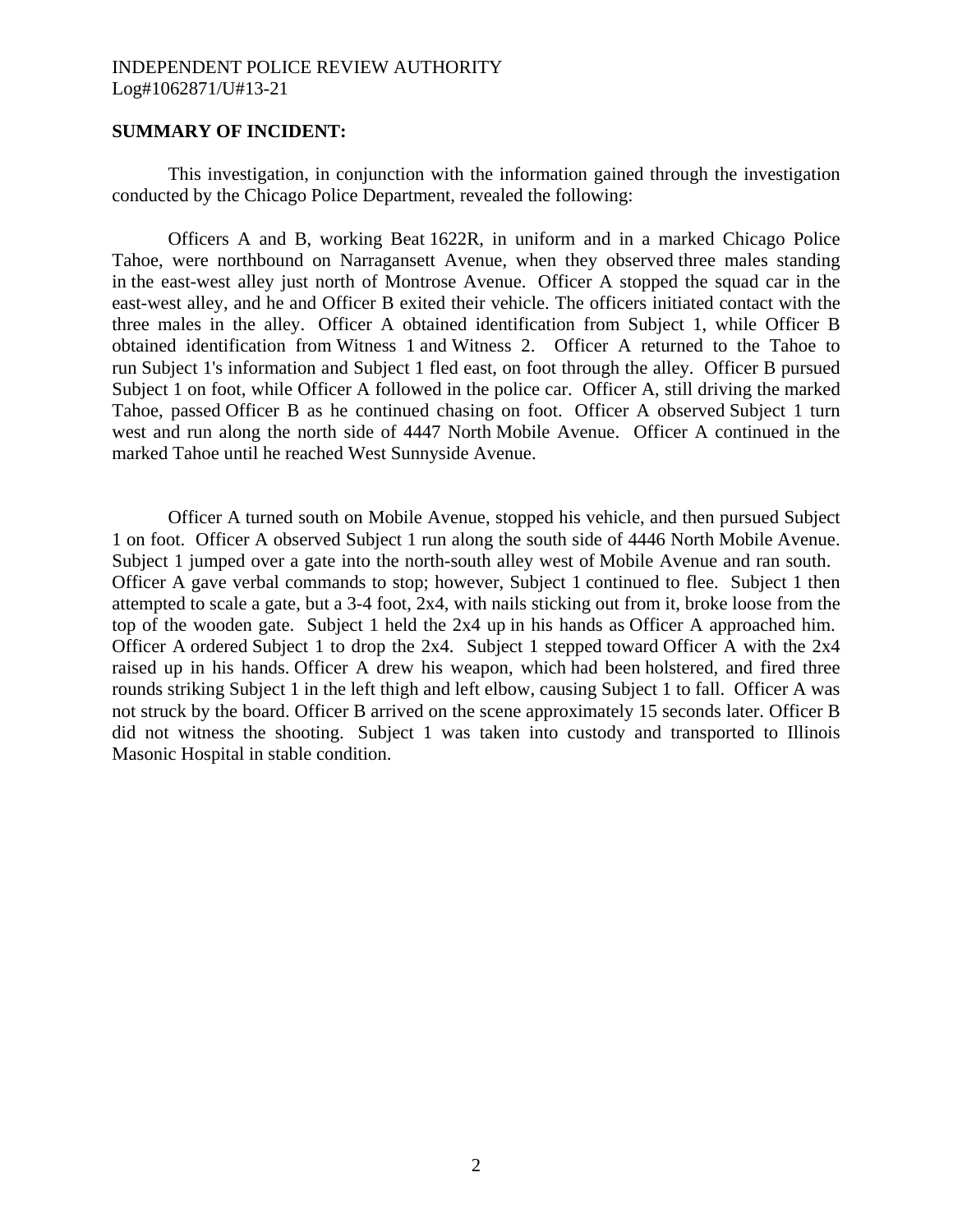INDEPENDENT POLICE REVIEW AUTHORITY
Log#1062871/U#13-21

**SUMMARY OF INCIDENT:**

This investigation, in conjunction with the information gained through the investigation conducted by the Chicago Police Department, revealed the following:

Officers A and B, working Beat 1622R, in uniform and in a marked Chicago Police Tahoe, were northbound on Narragansett Avenue, when they observed three males standing in the east-west alley just north of Montrose Avenue. Officer A stopped the squad car in the east-west alley, and he and Officer B exited their vehicle. The officers initiated contact with the three males in the alley. Officer A obtained identification from Subject 1, while Officer B obtained identification from Witness 1 and Witness 2. Officer A returned to the Tahoe to run Subject 1's information and Subject 1 fled east, on foot through the alley. Officer B pursued Subject 1 on foot, while Officer A followed in the police car. Officer A, still driving the marked Tahoe, passed Officer B as he continued chasing on foot. Officer A observed Subject 1 turn west and run along the north side of 4447 North Mobile Avenue. Officer A continued in the marked Tahoe until he reached West Sunnyside Avenue.

Officer A turned south on Mobile Avenue, stopped his vehicle, and then pursued Subject 1 on foot. Officer A observed Subject 1 run along the south side of 4446 North Mobile Avenue. Subject 1 jumped over a gate into the north-south alley west of Mobile Avenue and ran south. Officer A gave verbal commands to stop; however, Subject 1 continued to flee. Subject 1 then attempted to scale a gate, but a 3-4 foot, 2x4, with nails sticking out from it, broke loose from the top of the wooden gate. Subject 1 held the 2x4 up in his hands as Officer A approached him. Officer A ordered Subject 1 to drop the 2x4. Subject 1 stepped toward Officer A with the 2x4 raised up in his hands. Officer A drew his weapon, which had been holstered, and fired three rounds striking Subject 1 in the left thigh and left elbow, causing Subject 1 to fall. Officer A was not struck by the board. Officer B arrived on the scene approximately 15 seconds later. Officer B did not witness the shooting. Subject 1 was taken into custody and transported to Illinois Masonic Hospital in stable condition.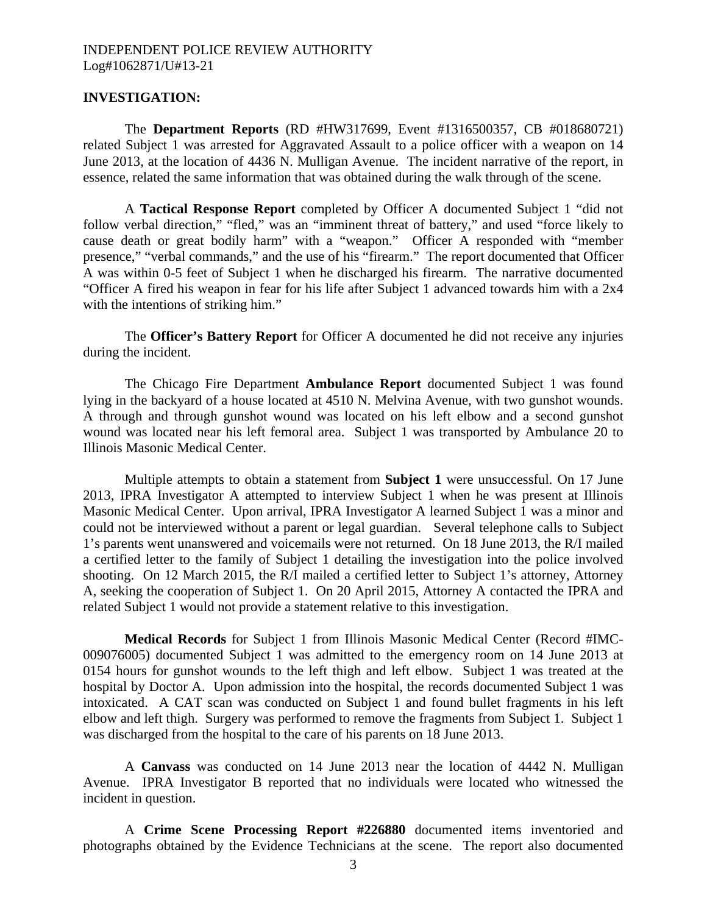**INVESTIGATION:**

The **Department Reports** (RD #HW317699, Event #1316500357, CB #018680721) related Subject 1 was arrested for Aggravated Assault to a police officer with a weapon on 14 June 2013, at the location of 4436 N. Mulligan Avenue. The incident narrative of the report, in essence, related the same information that was obtained during the walk through of the scene.

A **Tactical Response Report** completed by Officer A documented Subject 1 "did not follow verbal direction," "fled," was an "imminent threat of battery," and used "force likely to cause death or great bodily harm" with a "weapon." Officer A responded with "member presence," "verbal commands," and the use of his "firearm." The report documented that Officer A was within 0-5 feet of Subject 1 when he discharged his firearm. The narrative documented "Officer A fired his weapon in fear for his life after Subject 1 advanced towards him with a 2x4 with the intentions of striking him."

The **Officer's Battery Report** for Officer A documented he did not receive any injuries during the incident.

The Chicago Fire Department **Ambulance Report** documented Subject 1 was found lying in the backyard of a house located at 4510 N. Melvina Avenue, with two gunshot wounds. A through and through gunshot wound was located on his left elbow and a second gunshot wound was located near his left femoral area. Subject 1 was transported by Ambulance 20 to Illinois Masonic Medical Center.

Multiple attempts to obtain a statement from **Subject 1** were unsuccessful. On 17 June 2013, IPRA Investigator A attempted to interview Subject 1 when he was present at Illinois Masonic Medical Center. Upon arrival, IPRA Investigator A learned Subject 1 was a minor and could not be interviewed without a parent or legal guardian. Several telephone calls to Subject 1's parents went unanswered and voicemails were not returned. On 18 June 2013, the R/I mailed a certified letter to the family of Subject 1 detailing the investigation into the police involved shooting. On 12 March 2015, the R/I mailed a certified letter to Subject 1's attorney, Attorney A, seeking the cooperation of Subject 1. On 20 April 2015, Attorney A contacted the IPRA and related Subject 1 would not provide a statement relative to this investigation.

**Medical Records** for Subject 1 from Illinois Masonic Medical Center (Record #IMC-009076005) documented Subject 1 was admitted to the emergency room on 14 June 2013 at 0154 hours for gunshot wounds to the left thigh and left elbow. Subject 1 was treated at the hospital by Doctor A. Upon admission into the hospital, the records documented Subject 1 was intoxicated. A CAT scan was conducted on Subject 1 and found bullet fragments in his left elbow and left thigh. Surgery was performed to remove the fragments from Subject 1. Subject 1 was discharged from the hospital to the care of his parents on 18 June 2013.

A **Canvass** was conducted on 14 June 2013 near the location of 4442 N. Mulligan Avenue. IPRA Investigator B reported that no individuals were located who witnessed the incident in question.

A **Crime Scene Processing Report #226880** documented items inventoried and photographs obtained by the Evidence Technicians at the scene. The report also documented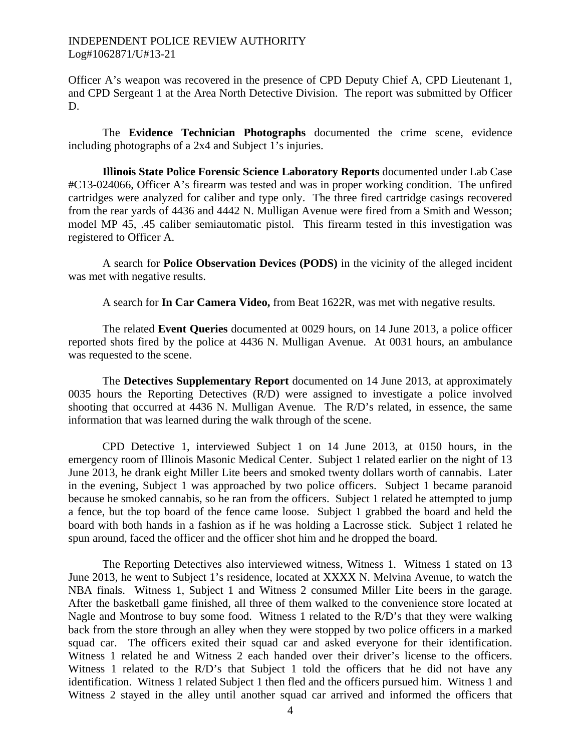Officer A's weapon was recovered in the presence of CPD Deputy Chief A, CPD Lieutenant 1, and CPD Sergeant 1 at the Area North Detective Division. The report was submitted by Officer D.

The **Evidence Technician Photographs** documented the crime scene, evidence including photographs of a 2x4 and Subject 1's injuries.

**Illinois State Police Forensic Science Laboratory Reports** documented under Lab Case #C13-024066, Officer A's firearm was tested and was in proper working condition. The unfired cartridges were analyzed for caliber and type only. The three fired cartridge casings recovered from the rear yards of 4436 and 4442 N. Mulligan Avenue were fired from a Smith and Wesson; model MP 45, .45 caliber semiautomatic pistol. This firearm tested in this investigation was registered to Officer A.

A search for **Police Observation Devices (PODS)** in the vicinity of the alleged incident was met with negative results.

A search for **In Car Camera Video,** from Beat 1622R, was met with negative results.

The related **Event Queries** documented at 0029 hours, on 14 June 2013, a police officer reported shots fired by the police at 4436 N. Mulligan Avenue. At 0031 hours, an ambulance was requested to the scene.

The **Detectives Supplementary Report** documented on 14 June 2013, at approximately 0035 hours the Reporting Detectives (R/D) were assigned to investigate a police involved shooting that occurred at 4436 N. Mulligan Avenue. The R/D's related, in essence, the same information that was learned during the walk through of the scene.

CPD Detective 1, interviewed Subject 1 on 14 June 2013, at 0150 hours, in the emergency room of Illinois Masonic Medical Center. Subject 1 related earlier on the night of 13 June 2013, he drank eight Miller Lite beers and smoked twenty dollars worth of cannabis. Later in the evening, Subject 1 was approached by two police officers. Subject 1 became paranoid because he smoked cannabis, so he ran from the officers. Subject 1 related he attempted to jump a fence, but the top board of the fence came loose. Subject 1 grabbed the board and held the board with both hands in a fashion as if he was holding a Lacrosse stick. Subject 1 related he spun around, faced the officer and the officer shot him and he dropped the board.

The Reporting Detectives also interviewed witness, Witness 1. Witness 1 stated on 13 June 2013, he went to Subject 1's residence, located at XXXX N. Melvina Avenue, to watch the NBA finals. Witness 1, Subject 1 and Witness 2 consumed Miller Lite beers in the garage. After the basketball game finished, all three of them walked to the convenience store located at Nagle and Montrose to buy some food. Witness 1 related to the R/D's that they were walking back from the store through an alley when they were stopped by two police officers in a marked squad car. The officers exited their squad car and asked everyone for their identification. Witness 1 related he and Witness 2 each handed over their driver's license to the officers. Witness 1 related to the R/D's that Subject 1 told the officers that he did not have any identification. Witness 1 related Subject 1 then fled and the officers pursued him. Witness 1 and Witness 2 stayed in the alley until another squad car arrived and informed the officers that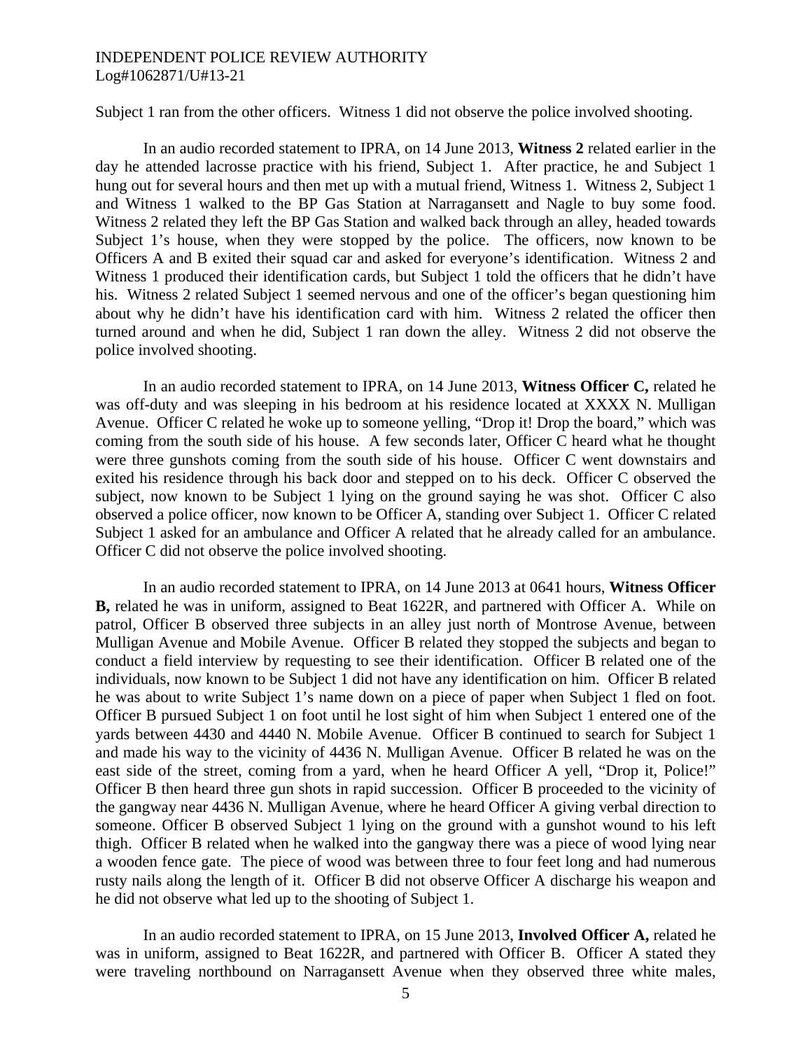Subject 1 ran from the other officers. Witness 1 did not observe the police involved shooting.

In an audio recorded statement to IPRA, on 14 June 2013, **Witness 2** related earlier in the day he attended lacrosse practice with his friend, Subject 1. After practice, he and Subject 1 hung out for several hours and then met up with a mutual friend, Witness 1. Witness 2, Subject 1 and Witness 1 walked to the BP Gas Station at Narragansett and Nagle to buy some food. Witness 2 related they left the BP Gas Station and walked back through an alley, headed towards Subject 1's house, when they were stopped by the police. The officers, now known to be Officers A and B exited their squad car and asked for everyone's identification. Witness 2 and Witness 1 produced their identification cards, but Subject 1 told the officers that he didn't have his. Witness 2 related Subject 1 seemed nervous and one of the officer's began questioning him about why he didn't have his identification card with him. Witness 2 related the officer then turned around and when he did, Subject 1 ran down the alley. Witness 2 did not observe the police involved shooting.

In an audio recorded statement to IPRA, on 14 June 2013, **Witness Officer C,** related he was off-duty and was sleeping in his bedroom at his residence located at XXXX N. Mulligan Avenue. Officer C related he woke up to someone yelling, "Drop it! Drop the board," which was coming from the south side of his house. A few seconds later, Officer C heard what he thought were three gunshots coming from the south side of his house. Officer C went downstairs and exited his residence through his back door and stepped on to his deck. Officer C observed the subject, now known to be Subject 1 lying on the ground saying he was shot. Officer C also observed a police officer, now known to be Officer A, standing over Subject 1. Officer C related Subject 1 asked for an ambulance and Officer A related that he already called for an ambulance. Officer C did not observe the police involved shooting.

In an audio recorded statement to IPRA, on 14 June 2013 at 0641 hours, **Witness Officer B,** related he was in uniform, assigned to Beat 1622R, and partnered with Officer A. While on patrol, Officer B observed three subjects in an alley just north of Montrose Avenue, between Mulligan Avenue and Mobile Avenue. Officer B related they stopped the subjects and began to conduct a field interview by requesting to see their identification. Officer B related one of the individuals, now known to be Subject 1 did not have any identification on him. Officer B related he was about to write Subject 1's name down on a piece of paper when Subject 1 fled on foot. Officer B pursued Subject 1 on foot until he lost sight of him when Subject 1 entered one of the yards between 4430 and 4440 N. Mobile Avenue. Officer B continued to search for Subject 1 and made his way to the vicinity of 4436 N. Mulligan Avenue. Officer B related he was on the east side of the street, coming from a yard, when he heard Officer A yell, "Drop it, Police!" Officer B then heard three gun shots in rapid succession. Officer B proceeded to the vicinity of the gangway near 4436 N. Mulligan Avenue, where he heard Officer A giving verbal direction to someone. Officer B observed Subject 1 lying on the ground with a gunshot wound to his left thigh. Officer B related when he walked into the gangway there was a piece of wood lying near a wooden fence gate. The piece of wood was between three to four feet long and had numerous rusty nails along the length of it. Officer B did not observe Officer A discharge his weapon and he did not observe what led up to the shooting of Subject 1.

In an audio recorded statement to IPRA, on 15 June 2013, **Involved Officer A,** related he was in uniform, assigned to Beat 1622R, and partnered with Officer B. Officer A stated they were traveling northbound on Narragansett Avenue when they observed three white males,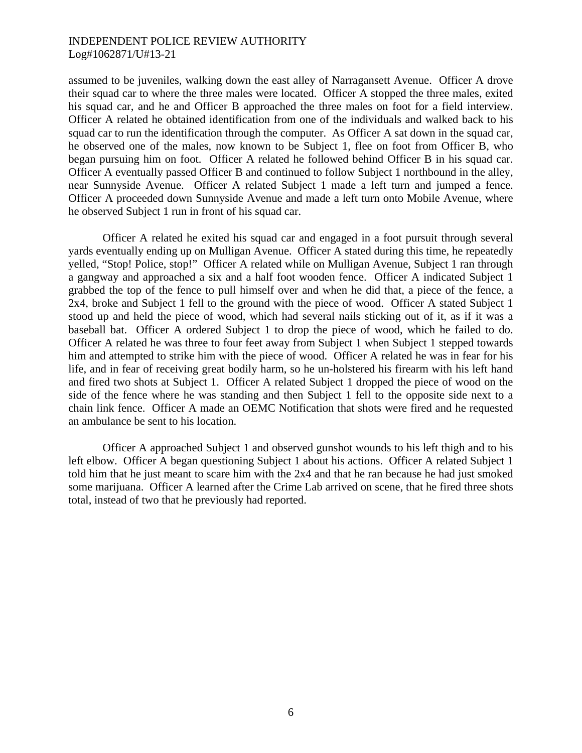assumed to be juveniles, walking down the east alley of Narragansett Avenue. Officer A drove their squad car to where the three males were located. Officer A stopped the three males, exited his squad car, and he and Officer B approached the three males on foot for a field interview. Officer A related he obtained identification from one of the individuals and walked back to his squad car to run the identification through the computer. As Officer A sat down in the squad car, he observed one of the males, now known to be Subject 1, flee on foot from Officer B, who began pursuing him on foot. Officer A related he followed behind Officer B in his squad car. Officer A eventually passed Officer B and continued to follow Subject 1 northbound in the alley, near Sunnyside Avenue. Officer A related Subject 1 made a left turn and jumped a fence. Officer A proceeded down Sunnyside Avenue and made a left turn onto Mobile Avenue, where he observed Subject 1 run in front of his squad car.

Officer A related he exited his squad car and engaged in a foot pursuit through several yards eventually ending up on Mulligan Avenue. Officer A stated during this time, he repeatedly yelled, "Stop! Police, stop!" Officer A related while on Mulligan Avenue, Subject 1 ran through a gangway and approached a six and a half foot wooden fence. Officer A indicated Subject 1 grabbed the top of the fence to pull himself over and when he did that, a piece of the fence, a 2x4, broke and Subject 1 fell to the ground with the piece of wood. Officer A stated Subject 1 stood up and held the piece of wood, which had several nails sticking out of it, as if it was a baseball bat. Officer A ordered Subject 1 to drop the piece of wood, which he failed to do. Officer A related he was three to four feet away from Subject 1 when Subject 1 stepped towards him and attempted to strike him with the piece of wood. Officer A related he was in fear for his life, and in fear of receiving great bodily harm, so he un-holstered his firearm with his left hand and fired two shots at Subject 1. Officer A related Subject 1 dropped the piece of wood on the side of the fence where he was standing and then Subject 1 fell to the opposite side next to a chain link fence. Officer A made an OEMC Notification that shots were fired and he requested an ambulance be sent to his location.

Officer A approached Subject 1 and observed gunshot wounds to his left thigh and to his left elbow. Officer A began questioning Subject 1 about his actions. Officer A related Subject 1 told him that he just meant to scare him with the 2x4 and that he ran because he had just smoked some marijuana. Officer A learned after the Crime Lab arrived on scene, that he fired three shots total, instead of two that he previously had reported.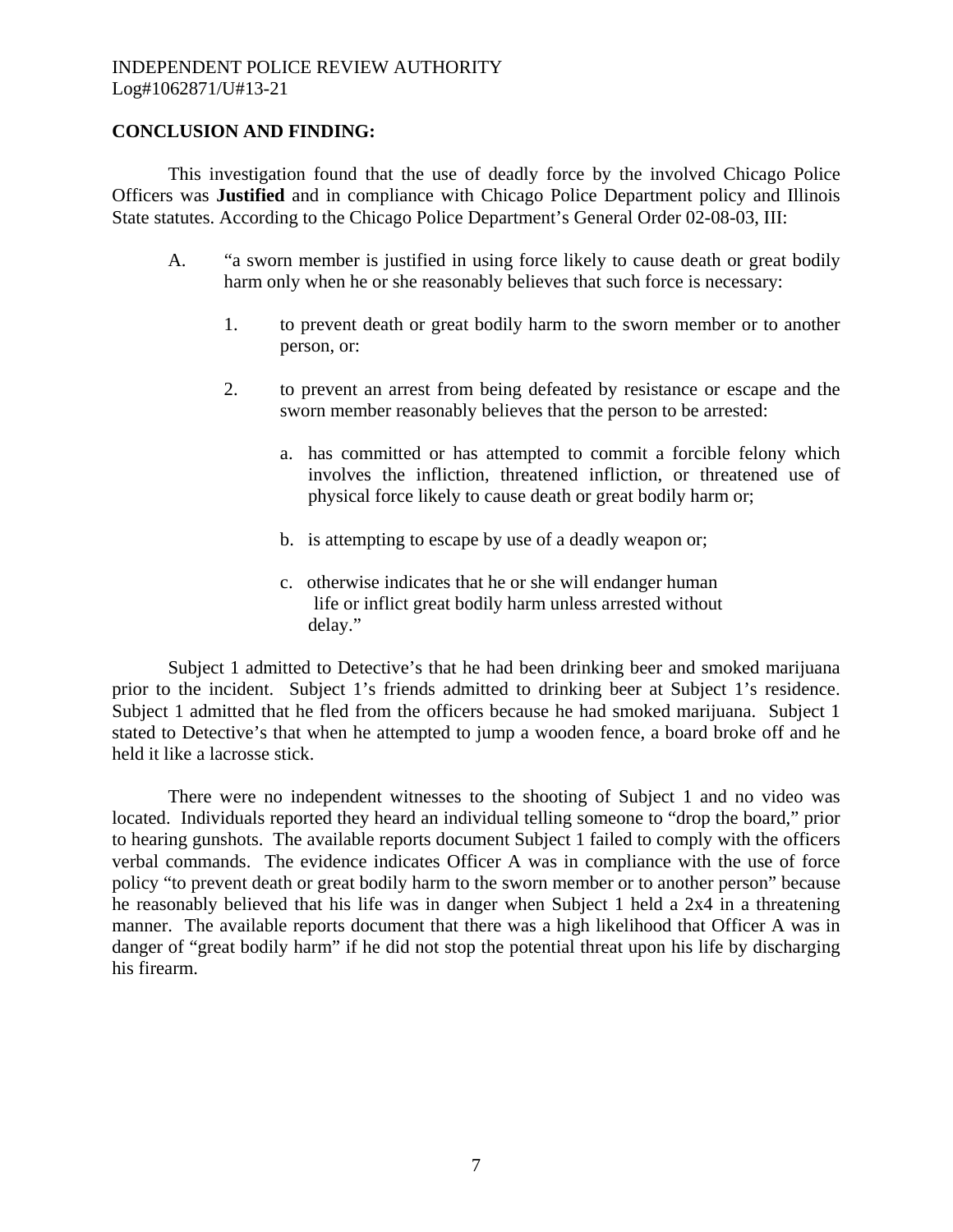INDEPENDENT POLICE REVIEW AUTHORITY
Log#1062871/U#13-21

**CONCLUSION AND FINDING:**

This investigation found that the use of deadly force by the involved Chicago Police Officers was **Justified** and in compliance with Chicago Police Department policy and Illinois State statutes. According to the Chicago Police Department's General Order 02-08-03, III:

A. "a sworn member is justified in using force likely to cause death or great bodily harm only when he or she reasonably believes that such force is necessary:

1. to prevent death or great bodily harm to the sworn member or to another person, or:

2. to prevent an arrest from being defeated by resistance or escape and the sworn member reasonably believes that the person to be arrested:

   a. has committed or has attempted to commit a forcible felony which involves the infliction, threatened infliction, or threatened use of physical force likely to cause death or great bodily harm or;

   b. is attempting to escape by use of a deadly weapon or;

   c. otherwise indicates that he or she will endanger human life or inflict great bodily harm unless arrested without delay."

Subject 1 admitted to Detective's that he had been drinking beer and smoked marijuana prior to the incident. Subject 1's friends admitted to drinking beer at Subject 1's residence. Subject 1 admitted that he fled from the officers because he had smoked marijuana. Subject 1 stated to Detective's that when he attempted to jump a wooden fence, a board broke off and he held it like a lacrosse stick.

There were no independent witnesses to the shooting of Subject 1 and no video was located. Individuals reported they heard an individual telling someone to "drop the board," prior to hearing gunshots. The available reports document Subject 1 failed to comply with the officers verbal commands. The evidence indicates Officer A was in compliance with the use of force policy "to prevent death or great bodily harm to the sworn member or to another person" because he reasonably believed that his life was in danger when Subject 1 held a 2x4 in a threatening manner. The available reports document that there was a high likelihood that Officer A was in danger of "great bodily harm" if he did not stop the potential threat upon his life by discharging his firearm.